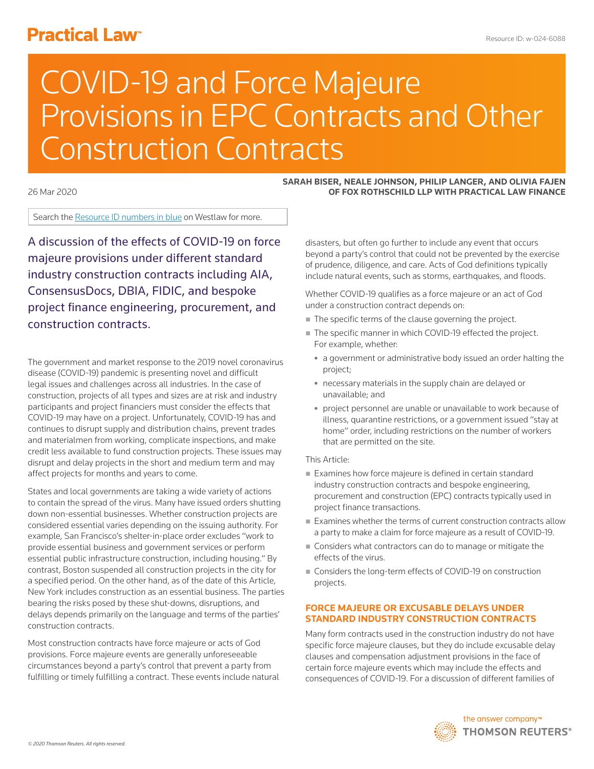# COVID-19 and Force Majeure Provisions in EPC Contracts and Other Construction Contracts

26 Mar 2020

**SARAH BISER, NEALE JOHNSON, PHILIP LANGER, AND OLIVIA FAJEN OF FOX ROTHSCHILD LLP WITH PRACTICAL LAW FINANCE**

Search the Resource ID numbers in blue on Westlaw for more.

A discussion of the effects of COVID-19 on force majeure provisions under different standard industry construction contracts including AIA, ConsensusDocs, DBIA, FIDIC, and bespoke project finance engineering, procurement, and construction contracts.

The government and market response to the 2019 novel coronavirus disease (COVID-19) pandemic is presenting novel and difficult legal issues and challenges across all industries. In the case of construction, projects of all types and sizes are at risk and industry participants and project financiers must consider the effects that COVID-19 may have on a project. Unfortunately, COVID-19 has and continues to disrupt supply and distribution chains, prevent trades and materialmen from working, complicate inspections, and make credit less available to fund construction projects. These issues may disrupt and delay projects in the short and medium term and may affect projects for months and years to come.

States and local governments are taking a wide variety of actions to contain the spread of the virus. Many have issued orders shutting down non-essential businesses. Whether construction projects are considered essential varies depending on the issuing authority. For example, San Francisco's shelter-in-place order excludes "work to provide essential business and government services or perform essential public infrastructure construction, including housing." By contrast, Boston suspended all construction projects in the city for a specified period. On the other hand, as of the date of this Article, New York includes construction as an essential business. The parties bearing the risks posed by these shut-downs, disruptions, and delays depends primarily on the language and terms of the parties' construction contracts.

Most construction contracts have force majeure or acts of God provisions. Force majeure events are generally unforeseeable circumstances beyond a party's control that prevent a party from fulfilling or timely fulfilling a contract. These events include natural disasters, but often go further to include any event that occurs beyond a party's control that could not be prevented by the exercise of prudence, diligence, and care. Acts of God definitions typically include natural events, such as storms, earthquakes, and floods.

Whether COVID-19 qualifies as a force majeure or an act of God under a construction contract depends on:

- The specific terms of the clause governing the project.
- The specific manner in which COVID-19 effected the project. For example, whether:
  - a government or administrative body issued an order halting the project;
  - necessary materials in the supply chain are delayed or unavailable; and
  - project personnel are unable or unavailable to work because of illness, quarantine restrictions, or a government issued "stay at home" order, including restrictions on the number of workers that are permitted on the site.

This Article:

- Examines how force majeure is defined in certain standard industry construction contracts and bespoke engineering, procurement and construction (EPC) contracts typically used in project finance transactions.
- Examines whether the terms of current construction contracts allow a party to make a claim for force majeure as a result of COVID-19.
- Considers what contractors can do to manage or mitigate the effects of the virus.
- Considers the long-term effects of COVID-19 on construction projects.

## FORCE MAJEURE OR EXCUSABLE DELAYS UNDER STANDARD INDUSTRY CONSTRUCTION CONTRACTS

Many form contracts used in the construction industry do not have specific force majeure clauses, but they do include excusable delay clauses and compensation adjustment provisions in the face of certain force majeure events which may include the effects and consequences of COVID-19. For a discussion of different families of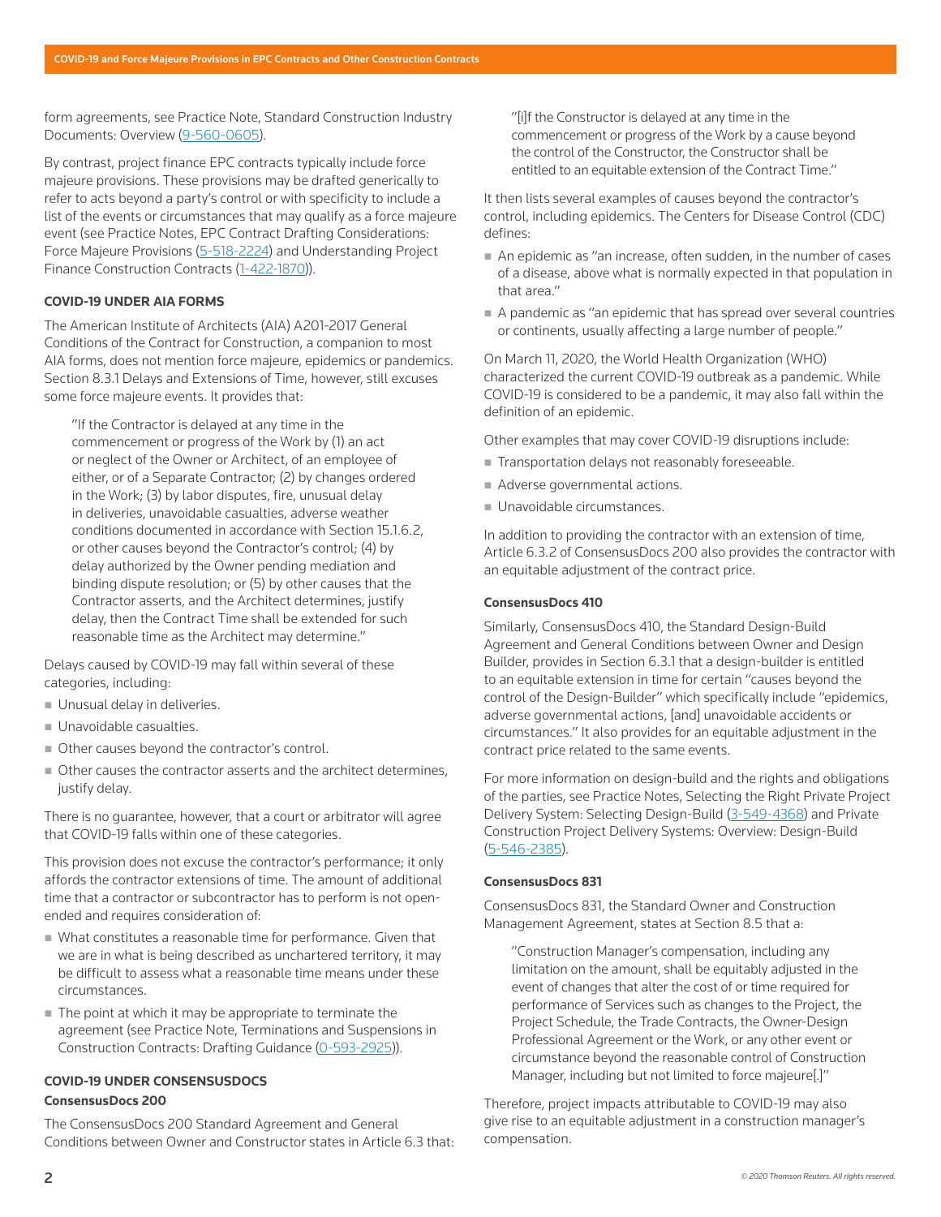form agreements, see Practice Note, Standard Construction Industry Documents: Overview (9-560-0605).

By contrast, project finance EPC contracts typically include force majeure provisions. These provisions may be drafted generically to refer to acts beyond a party's control or with specificity to include a list of the events or circumstances that may qualify as a force majeure event (see Practice Notes, EPC Contract Drafting Considerations: Force Majeure Provisions (5-518-2224) and Understanding Project Finance Construction Contracts (1-422-1870)).

### COVID-19 UNDER AIA FORMS

The American Institute of Architects (AIA) A201-2017 General Conditions of the Contract for Construction, a companion to most AIA forms, does not mention force majeure, epidemics or pandemics. Section 8.3.1 Delays and Extensions of Time, however, still excuses some force majeure events. It provides that:

> "If the Contractor is delayed at any time in the commencement or progress of the Work by (1) an act or neglect of the Owner or Architect, of an employee of either, or of a Separate Contractor; (2) by changes ordered in the Work; (3) by labor disputes, fire, unusual delay in deliveries, unavoidable casualties, adverse weather conditions documented in accordance with Section 15.1.6.2, or other causes beyond the Contractor's control; (4) by delay authorized by the Owner pending mediation and binding dispute resolution; or (5) by other causes that the Contractor asserts, and the Architect determines, justify delay, then the Contract Time shall be extended for such reasonable time as the Architect may determine."

Delays caused by COVID-19 may fall within several of these categories, including:

- Unusual delay in deliveries.
- Unavoidable casualties.
- Other causes beyond the contractor's control.
- Other causes the contractor asserts and the architect determines, justify delay.

There is no guarantee, however, that a court or arbitrator will agree that COVID-19 falls within one of these categories.

This provision does not excuse the contractor's performance; it only affords the contractor extensions of time. The amount of additional time that a contractor or subcontractor has to perform is not open-ended and requires consideration of:

- What constitutes a reasonable time for performance. Given that we are in what is being described as unchartered territory, it may be difficult to assess what a reasonable time means under these circumstances.
- The point at which it may be appropriate to terminate the agreement (see Practice Note, Terminations and Suspensions in Construction Contracts: Drafting Guidance (0-593-2925)).

### COVID-19 UNDER CONSENSUSDOCS

#### ConsensusDocs 200

The ConsensusDocs 200 Standard Agreement and General Conditions between Owner and Constructor states in Article 6.3 that:

> "[i]f the Constructor is delayed at any time in the commencement or progress of the Work by a cause beyond the control of the Constructor, the Constructor shall be entitled to an equitable extension of the Contract Time."

It then lists several examples of causes beyond the contractor's control, including epidemics. The Centers for Disease Control (CDC) defines:

- An epidemic as "an increase, often sudden, in the number of cases of a disease, above what is normally expected in that population in that area."
- A pandemic as "an epidemic that has spread over several countries or continents, usually affecting a large number of people."

On March 11, 2020, the World Health Organization (WHO) characterized the current COVID-19 outbreak as a pandemic. While COVID-19 is considered to be a pandemic, it may also fall within the definition of an epidemic.

Other examples that may cover COVID-19 disruptions include:

- Transportation delays not reasonably foreseeable.
- Adverse governmental actions.
- Unavoidable circumstances.

In addition to providing the contractor with an extension of time, Article 6.3.2 of ConsensusDocs 200 also provides the contractor with an equitable adjustment of the contract price.

#### ConsensusDocs 410

Similarly, ConsensusDocs 410, the Standard Design-Build Agreement and General Conditions between Owner and Design Builder, provides in Section 6.3.1 that a design-builder is entitled to an equitable extension in time for certain "causes beyond the control of the Design-Builder" which specifically include "epidemics, adverse governmental actions, [and] unavoidable accidents or circumstances." It also provides for an equitable adjustment in the contract price related to the same events.

For more information on design-build and the rights and obligations of the parties, see Practice Notes, Selecting the Right Private Project Delivery System: Selecting Design-Build (3-549-4368) and Private Construction Project Delivery Systems: Overview: Design-Build (5-546-2385).

#### ConsensusDocs 831

ConsensusDocs 831, the Standard Owner and Construction Management Agreement, states at Section 8.5 that a:

> "Construction Manager's compensation, including any limitation on the amount, shall be equitably adjusted in the event of changes that alter the cost of or time required for performance of Services such as changes to the Project, the Project Schedule, the Trade Contracts, the Owner-Design Professional Agreement or the Work, or any other event or circumstance beyond the reasonable control of Construction Manager, including but not limited to force majeure[.]"

Therefore, project impacts attributable to COVID-19 may also give rise to an equitable adjustment in a construction manager's compensation.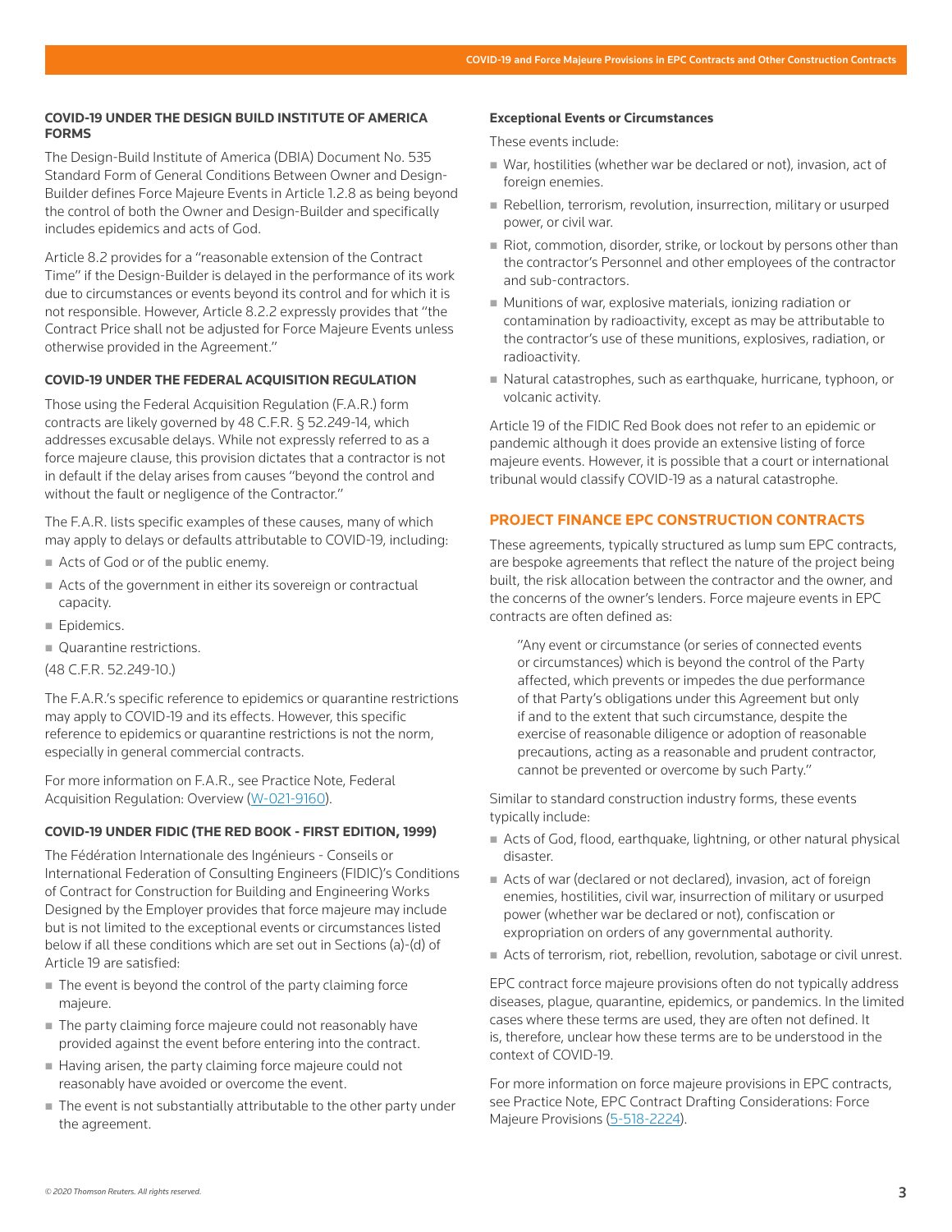### COVID-19 UNDER THE DESIGN BUILD INSTITUTE OF AMERICA FORMS

The Design-Build Institute of America (DBIA) Document No. 535 Standard Form of General Conditions Between Owner and Design-Builder defines Force Majeure Events in Article 1.2.8 as being beyond the control of both the Owner and Design-Builder and specifically includes epidemics and acts of God.

Article 8.2 provides for a "reasonable extension of the Contract Time" if the Design-Builder is delayed in the performance of its work due to circumstances or events beyond its control and for which it is not responsible. However, Article 8.2.2 expressly provides that "the Contract Price shall not be adjusted for Force Majeure Events unless otherwise provided in the Agreement."

### COVID-19 UNDER THE FEDERAL ACQUISITION REGULATION

Those using the Federal Acquisition Regulation (F.A.R.) form contracts are likely governed by 48 C.F.R. § 52.249-14, which addresses excusable delays. While not expressly referred to as a force majeure clause, this provision dictates that a contractor is not in default if the delay arises from causes "beyond the control and without the fault or negligence of the Contractor."

The F.A.R. lists specific examples of these causes, many of which may apply to delays or defaults attributable to COVID-19, including:

- Acts of God or of the public enemy.
- Acts of the government in either its sovereign or contractual capacity.
- Epidemics.
- Quarantine restrictions.

(48 C.F.R. 52.249-10.)

The F.A.R.'s specific reference to epidemics or quarantine restrictions may apply to COVID-19 and its effects. However, this specific reference to epidemics or quarantine restrictions is not the norm, especially in general commercial contracts.

For more information on F.A.R., see Practice Note, Federal Acquisition Regulation: Overview (W-021-9160).

### COVID-19 UNDER FIDIC (THE RED BOOK - FIRST EDITION, 1999)

The Fédération Internationale des Ingénieurs - Conseils or International Federation of Consulting Engineers (FIDIC)'s Conditions of Contract for Construction for Building and Engineering Works Designed by the Employer provides that force majeure may include but is not limited to the exceptional events or circumstances listed below if all these conditions which are set out in Sections (a)-(d) of Article 19 are satisfied:

- The event is beyond the control of the party claiming force majeure.
- The party claiming force majeure could not reasonably have provided against the event before entering into the contract.
- Having arisen, the party claiming force majeure could not reasonably have avoided or overcome the event.
- The event is not substantially attributable to the other party under the agreement.

#### Exceptional Events or Circumstances

These events include:

- War, hostilities (whether war be declared or not), invasion, act of foreign enemies.
- Rebellion, terrorism, revolution, insurrection, military or usurped power, or civil war.
- Riot, commotion, disorder, strike, or lockout by persons other than the contractor's Personnel and other employees of the contractor and sub-contractors.
- Munitions of war, explosive materials, ionizing radiation or contamination by radioactivity, except as may be attributable to the contractor's use of these munitions, explosives, radiation, or radioactivity.
- Natural catastrophes, such as earthquake, hurricane, typhoon, or volcanic activity.

Article 19 of the FIDIC Red Book does not refer to an epidemic or pandemic although it does provide an extensive listing of force majeure events. However, it is possible that a court or international tribunal would classify COVID-19 as a natural catastrophe.

## PROJECT FINANCE EPC CONSTRUCTION CONTRACTS

These agreements, typically structured as lump sum EPC contracts, are bespoke agreements that reflect the nature of the project being built, the risk allocation between the contractor and the owner, and the concerns of the owner's lenders. Force majeure events in EPC contracts are often defined as:

> "Any event or circumstance (or series of connected events or circumstances) which is beyond the control of the Party affected, which prevents or impedes the due performance of that Party's obligations under this Agreement but only if and to the extent that such circumstance, despite the exercise of reasonable diligence or adoption of reasonable precautions, acting as a reasonable and prudent contractor, cannot be prevented or overcome by such Party."

Similar to standard construction industry forms, these events typically include:

- Acts of God, flood, earthquake, lightning, or other natural physical disaster.
- Acts of war (declared or not declared), invasion, act of foreign enemies, hostilities, civil war, insurrection of military or usurped power (whether war be declared or not), confiscation or expropriation on orders of any governmental authority.
- Acts of terrorism, riot, rebellion, revolution, sabotage or civil unrest.

EPC contract force majeure provisions often do not typically address diseases, plague, quarantine, epidemics, or pandemics. In the limited cases where these terms are used, they are often not defined. It is, therefore, unclear how these terms are to be understood in the context of COVID-19.

For more information on force majeure provisions in EPC contracts, see Practice Note, EPC Contract Drafting Considerations: Force Majeure Provisions (5-518-2224).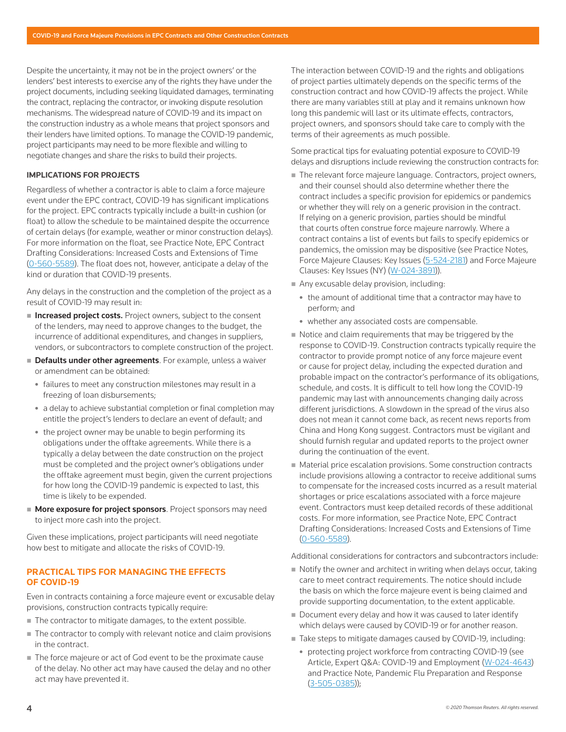Despite the uncertainty, it may not be in the project owners' or the lenders' best interests to exercise any of the rights they have under the project documents, including seeking liquidated damages, terminating the contract, replacing the contractor, or invoking dispute resolution mechanisms. The widespread nature of COVID-19 and its impact on the construction industry as a whole means that project sponsors and their lenders have limited options. To manage the COVID-19 pandemic, project participants may need to be more flexible and willing to negotiate changes and share the risks to build their projects.

**IMPLICATIONS FOR PROJECTS**

Regardless of whether a contractor is able to claim a force majeure event under the EPC contract, COVID-19 has significant implications for the project. EPC contracts typically include a built-in cushion (or float) to allow the schedule to be maintained despite the occurrence of certain delays (for example, weather or minor construction delays). For more information on the float, see Practice Note, EPC Contract Drafting Considerations: Increased Costs and Extensions of Time (0-560-5589). The float does not, however, anticipate a delay of the kind or duration that COVID-19 presents.

Any delays in the construction and the completion of the project as a result of COVID-19 may result in:

- **Increased project costs.** Project owners, subject to the consent of the lenders, may need to approve changes to the budget, the incurrence of additional expenditures, and changes in suppliers, vendors, or subcontractors to complete construction of the project.
- **Defaults under other agreements**. For example, unless a waiver or amendment can be obtained:
  - failures to meet any construction milestones may result in a freezing of loan disbursements;
  - a delay to achieve substantial completion or final completion may entitle the project's lenders to declare an event of default; and
  - the project owner may be unable to begin performing its obligations under the offtake agreements. While there is a typically a delay between the date construction on the project must be completed and the project owner's obligations under the offtake agreement must begin, given the current projections for how long the COVID-19 pandemic is expected to last, this time is likely to be expended.
- **More exposure for project sponsors**. Project sponsors may need to inject more cash into the project.

Given these implications, project participants will need negotiate how best to mitigate and allocate the risks of COVID-19.

## PRACTICAL TIPS FOR MANAGING THE EFFECTS OF COVID-19

Even in contracts containing a force majeure event or excusable delay provisions, construction contracts typically require:

- The contractor to mitigate damages, to the extent possible.
- The contractor to comply with relevant notice and claim provisions in the contract.
- The force majeure or act of God event to be the proximate cause of the delay. No other act may have caused the delay and no other act may have prevented it.

The interaction between COVID-19 and the rights and obligations of project parties ultimately depends on the specific terms of the construction contract and how COVID-19 affects the project. While there are many variables still at play and it remains unknown how long this pandemic will last or its ultimate effects, contractors, project owners, and sponsors should take care to comply with the terms of their agreements as much possible.

Some practical tips for evaluating potential exposure to COVID-19 delays and disruptions include reviewing the construction contracts for:

- The relevant force majeure language. Contractors, project owners, and their counsel should also determine whether there the contract includes a specific provision for epidemics or pandemics or whether they will rely on a generic provision in the contract. If relying on a generic provision, parties should be mindful that courts often construe force majeure narrowly. Where a contract contains a list of events but fails to specify epidemics or pandemics, the omission may be dispositive (see Practice Notes, Force Majeure Clauses: Key Issues (5-524-2181) and Force Majeure Clauses: Key Issues (NY) (W-024-3891)).
- Any excusable delay provision, including:
  - the amount of additional time that a contractor may have to perform; and
  - whether any associated costs are compensable.
- Notice and claim requirements that may be triggered by the response to COVID-19. Construction contracts typically require the contractor to provide prompt notice of any force majeure event or cause for project delay, including the expected duration and probable impact on the contractor's performance of its obligations, schedule, and costs. It is difficult to tell how long the COVID-19 pandemic may last with announcements changing daily across different jurisdictions. A slowdown in the spread of the virus also does not mean it cannot come back, as recent news reports from China and Hong Kong suggest. Contractors must be vigilant and should furnish regular and updated reports to the project owner during the continuation of the event.
- Material price escalation provisions. Some construction contracts include provisions allowing a contractor to receive additional sums to compensate for the increased costs incurred as a result material shortages or price escalations associated with a force majeure event. Contractors must keep detailed records of these additional costs. For more information, see Practice Note, EPC Contract Drafting Considerations: Increased Costs and Extensions of Time (0-560-5589).

Additional considerations for contractors and subcontractors include:

- Notify the owner and architect in writing when delays occur, taking care to meet contract requirements. The notice should include the basis on which the force majeure event is being claimed and provide supporting documentation, to the extent applicable.
- Document every delay and how it was caused to later identify which delays were caused by COVID-19 or for another reason.
- Take steps to mitigate damages caused by COVID-19, including:
  - protecting project workforce from contracting COVID-19 (see Article, Expert Q&A: COVID-19 and Employment (W-024-4643) and Practice Note, Pandemic Flu Preparation and Response (3-505-0385));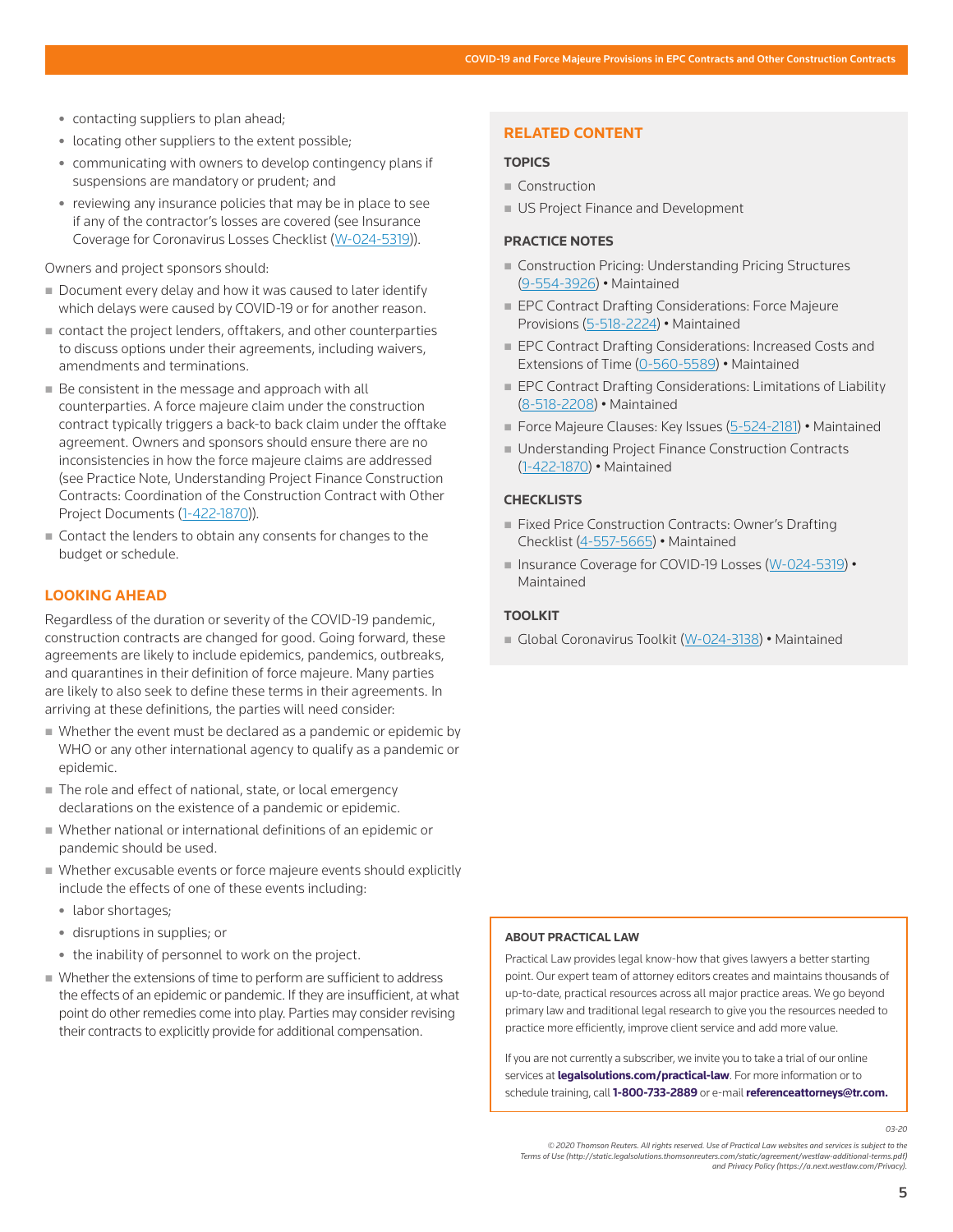- contacting suppliers to plan ahead;
- locating other suppliers to the extent possible;
- communicating with owners to develop contingency plans if suspensions are mandatory or prudent; and
- reviewing any insurance policies that may be in place to see if any of the contractor's losses are covered (see Insurance Coverage for Coronavirus Losses Checklist (W-024-5319)).

Owners and project sponsors should:

- Document every delay and how it was caused to later identify which delays were caused by COVID-19 or for another reason.
- contact the project lenders, offtakers, and other counterparties to discuss options under their agreements, including waivers, amendments and terminations.
- Be consistent in the message and approach with all counterparties. A force majeure claim under the construction contract typically triggers a back-to back claim under the offtake agreement. Owners and sponsors should ensure there are no inconsistencies in how the force majeure claims are addressed (see Practice Note, Understanding Project Finance Construction Contracts: Coordination of the Construction Contract with Other Project Documents (1-422-1870)).
- Contact the lenders to obtain any consents for changes to the budget or schedule.

## LOOKING AHEAD

Regardless of the duration or severity of the COVID-19 pandemic, construction contracts are changed for good. Going forward, these agreements are likely to include epidemics, pandemics, outbreaks, and quarantines in their definition of force majeure. Many parties are likely to also seek to define these terms in their agreements. In arriving at these definitions, the parties will need consider:

- Whether the event must be declared as a pandemic or epidemic by WHO or any other international agency to qualify as a pandemic or epidemic.
- The role and effect of national, state, or local emergency declarations on the existence of a pandemic or epidemic.
- Whether national or international definitions of an epidemic or pandemic should be used.
- Whether excusable events or force majeure events should explicitly include the effects of one of these events including:
  - labor shortages;
  - disruptions in supplies; or
  - the inability of personnel to work on the project.
- Whether the extensions of time to perform are sufficient to address the effects of an epidemic or pandemic. If they are insufficient, at what point do other remedies come into play. Parties may consider revising their contracts to explicitly provide for additional compensation.

## RELATED CONTENT

### TOPICS

- Construction
- US Project Finance and Development

### PRACTICE NOTES

- Construction Pricing: Understanding Pricing Structures (9-554-3926) • Maintained
- EPC Contract Drafting Considerations: Force Majeure Provisions (5-518-2224) • Maintained
- EPC Contract Drafting Considerations: Increased Costs and Extensions of Time (0-560-5589) • Maintained
- EPC Contract Drafting Considerations: Limitations of Liability (8-518-2208) • Maintained
- Force Majeure Clauses: Key Issues (5-524-2181) • Maintained
- Understanding Project Finance Construction Contracts (1-422-1870) • Maintained

### CHECKLISTS

- Fixed Price Construction Contracts: Owner's Drafting Checklist (4-557-5665) • Maintained
- Insurance Coverage for COVID-19 Losses (W-024-5319) • Maintained

### TOOLKIT

- Global Coronavirus Toolkit (W-024-3138) • Maintained

**ABOUT PRACTICAL LAW**

Practical Law provides legal know-how that gives lawyers a better starting point. Our expert team of attorney editors creates and maintains thousands of up-to-date, practical resources across all major practice areas. We go beyond primary law and traditional legal research to give you the resources needed to practice more efficiently, improve client service and add more value.

If you are not currently a subscriber, we invite you to take a trial of our online services at **legalsolutions.com/practical-law**. For more information or to schedule training, call **1-800-733-2889** or e-mail **referenceattorneys@tr.com.**

03-20

*© 2020 Thomson Reuters. All rights reserved. Use of Practical Law websites and services is subject to the Terms of Use (http://static.legalsolutions.thomsonreuters.com/static/agreement/westlaw-additional-terms.pdf) and Privacy Policy (https://a.next.westlaw.com/Privacy).*